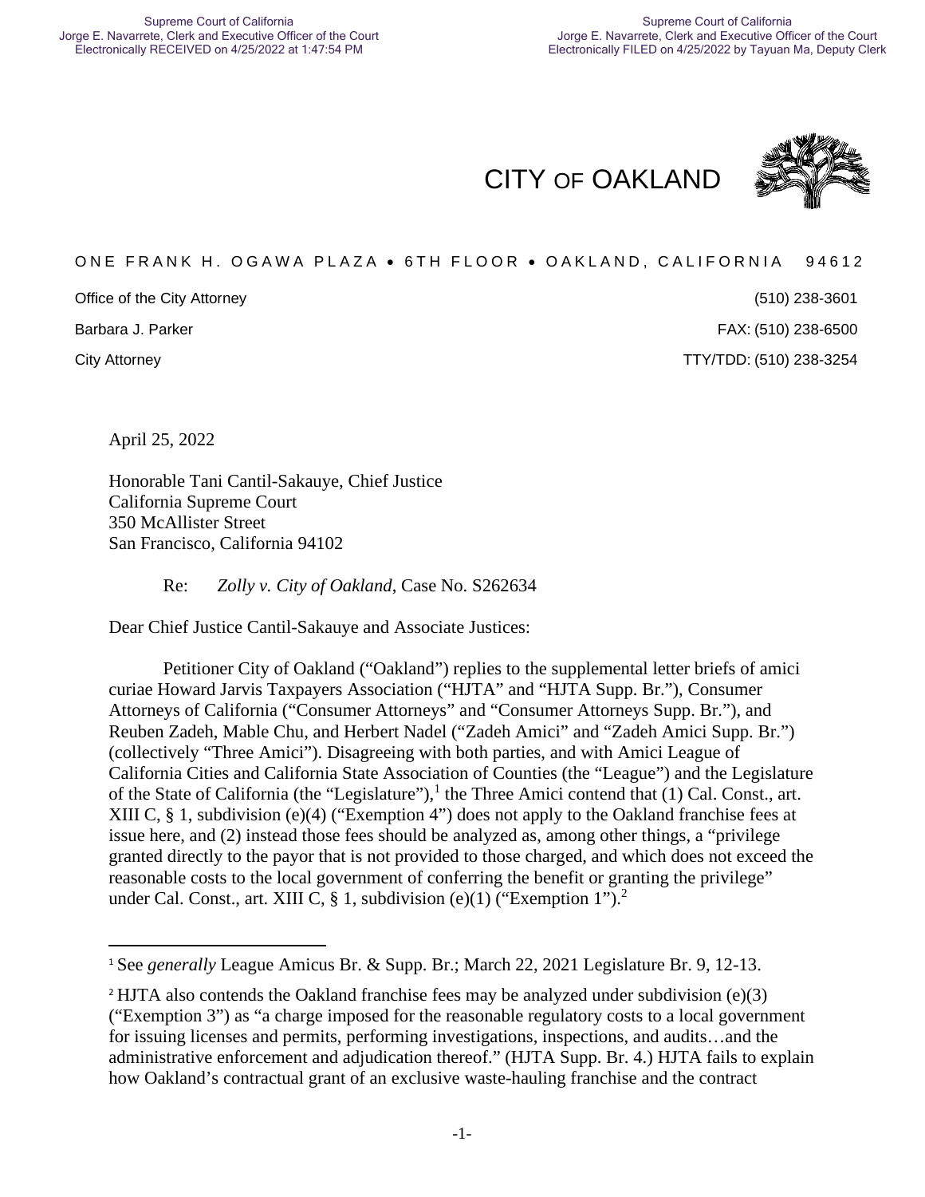Supreme Court of California
Jorge E. Navarrete, Clerk and Executive Officer of the Court
Electronically RECEIVED on 4/25/2022 at 1:47:54 PM

Supreme Court of California
Jorge E. Navarrete, Clerk and Executive Officer of the Court
Electronically FILED on 4/25/2022 by Tayuan Ma, Deputy Clerk

# CITY OF OAKLAND

ONE FRANK H. OGAWA PLAZA • 6TH FLOOR • OAKLAND, CALIFORNIA 94612

Office of the City Attorney
Barbara J. Parker
City Attorney

(510) 238-3601
FAX: (510) 238-6500
TTY/TDD: (510) 238-3254

April 25, 2022

Honorable Tani Cantil-Sakauye, Chief Justice
California Supreme Court
350 McAllister Street
San Francisco, California 94102

Re: *Zolly v. City of Oakland*, Case No. S262634

Dear Chief Justice Cantil-Sakauye and Associate Justices:

Petitioner City of Oakland ("Oakland") replies to the supplemental letter briefs of amici curiae Howard Jarvis Taxpayers Association ("HJTA" and "HJTA Supp. Br."), Consumer Attorneys of California ("Consumer Attorneys" and "Consumer Attorneys Supp. Br."), and Reuben Zadeh, Mable Chu, and Herbert Nadel ("Zadeh Amici" and "Zadeh Amici Supp. Br.") (collectively "Three Amici"). Disagreeing with both parties, and with Amici League of California Cities and California State Association of Counties (the "League") and the Legislature of the State of California (the "Legislature"),[1] the Three Amici contend that (1) Cal. Const., art. XIII C, § 1, subdivision (e)(4) ("Exemption 4") does not apply to the Oakland franchise fees at issue here, and (2) instead those fees should be analyzed as, among other things, a "privilege granted directly to the payor that is not provided to those charged, and which does not exceed the reasonable costs to the local government of conferring the benefit or granting the privilege" under Cal. Const., art. XIII C, § 1, subdivision (e)(1) ("Exemption 1").[2]

[1] See *generally* League Amicus Br. & Supp. Br.; March 22, 2021 Legislature Br. 9, 12-13.

[2] HJTA also contends the Oakland franchise fees may be analyzed under subdivision (e)(3) ("Exemption 3") as "a charge imposed for the reasonable regulatory costs to a local government for issuing licenses and permits, performing investigations, inspections, and audits…and the administrative enforcement and adjudication thereof." (HJTA Supp. Br. 4.) HJTA fails to explain how Oakland's contractual grant of an exclusive waste-hauling franchise and the contract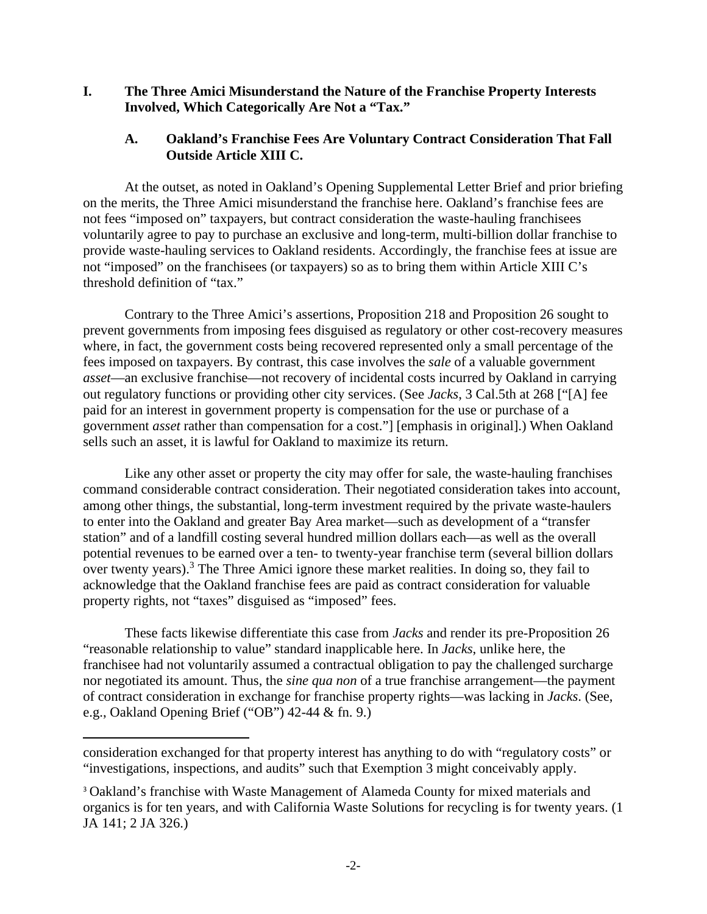# I. The Three Amici Misunderstand the Nature of the Franchise Property Interests Involved, Which Categorically Are Not a "Tax."

## A. Oakland's Franchise Fees Are Voluntary Contract Consideration That Fall Outside Article XIII C.

At the outset, as noted in Oakland's Opening Supplemental Letter Brief and prior briefing on the merits, the Three Amici misunderstand the franchise here. Oakland's franchise fees are not fees "imposed on" taxpayers, but contract consideration the waste-hauling franchisees voluntarily agree to pay to purchase an exclusive and long-term, multi-billion dollar franchise to provide waste-hauling services to Oakland residents. Accordingly, the franchise fees at issue are not "imposed" on the franchisees (or taxpayers) so as to bring them within Article XIII C's threshold definition of "tax."

Contrary to the Three Amici's assertions, Proposition 218 and Proposition 26 sought to prevent governments from imposing fees disguised as regulatory or other cost-recovery measures where, in fact, the government costs being recovered represented only a small percentage of the fees imposed on taxpayers. By contrast, this case involves the *sale* of a valuable government *asset*—an exclusive franchise—not recovery of incidental costs incurred by Oakland in carrying out regulatory functions or providing other city services. (See *Jacks*, 3 Cal.5th at 268 ["[A] fee paid for an interest in government property is compensation for the use or purchase of a government *asset* rather than compensation for a cost."] [emphasis in original].) When Oakland sells such an asset, it is lawful for Oakland to maximize its return.

Like any other asset or property the city may offer for sale, the waste-hauling franchises command considerable contract consideration. Their negotiated consideration takes into account, among other things, the substantial, long-term investment required by the private waste-haulers to enter into the Oakland and greater Bay Area market—such as development of a "transfer station" and of a landfill costing several hundred million dollars each—as well as the overall potential revenues to be earned over a ten- to twenty-year franchise term (several billion dollars over twenty years).[3] The Three Amici ignore these market realities. In doing so, they fail to acknowledge that the Oakland franchise fees are paid as contract consideration for valuable property rights, not "taxes" disguised as "imposed" fees.

These facts likewise differentiate this case from *Jacks* and render its pre-Proposition 26 "reasonable relationship to value" standard inapplicable here. In *Jacks*, unlike here, the franchisee had not voluntarily assumed a contractual obligation to pay the challenged surcharge nor negotiated its amount. Thus, the *sine qua non* of a true franchise arrangement—the payment of contract consideration in exchange for franchise property rights—was lacking in *Jacks*. (See, e.g., Oakland Opening Brief ("OB") 42-44 & fn. 9.)

---

consideration exchanged for that property interest has anything to do with "regulatory costs" or "investigations, inspections, and audits" such that Exemption 3 might conceivably apply.

[3] Oakland's franchise with Waste Management of Alameda County for mixed materials and organics is for ten years, and with California Waste Solutions for recycling is for twenty years. (1 JA 141; 2 JA 326.)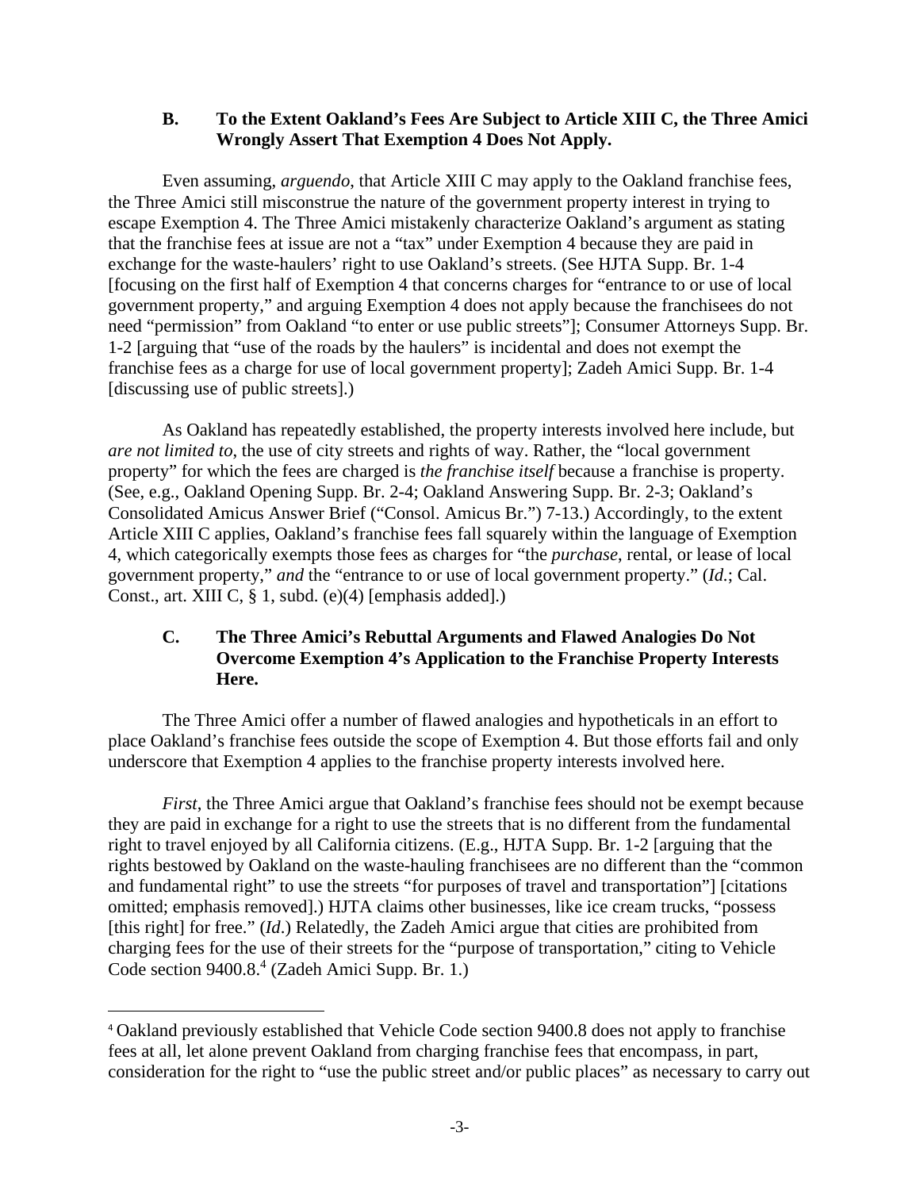### B. To the Extent Oakland's Fees Are Subject to Article XIII C, the Three Amici Wrongly Assert That Exemption 4 Does Not Apply.

Even assuming, *arguendo*, that Article XIII C may apply to the Oakland franchise fees, the Three Amici still misconstrue the nature of the government property interest in trying to escape Exemption 4. The Three Amici mistakenly characterize Oakland's argument as stating that the franchise fees at issue are not a "tax" under Exemption 4 because they are paid in exchange for the waste-haulers' right to use Oakland's streets. (See HJTA Supp. Br. 1-4 [focusing on the first half of Exemption 4 that concerns charges for "entrance to or use of local government property," and arguing Exemption 4 does not apply because the franchisees do not need "permission" from Oakland "to enter or use public streets"]; Consumer Attorneys Supp. Br. 1-2 [arguing that "use of the roads by the haulers" is incidental and does not exempt the franchise fees as a charge for use of local government property]; Zadeh Amici Supp. Br. 1-4 [discussing use of public streets].)

As Oakland has repeatedly established, the property interests involved here include, but *are not limited to*, the use of city streets and rights of way. Rather, the "local government property" for which the fees are charged is *the franchise itself* because a franchise is property. (See, e.g., Oakland Opening Supp. Br. 2-4; Oakland Answering Supp. Br. 2-3; Oakland's Consolidated Amicus Answer Brief ("Consol. Amicus Br.") 7-13.) Accordingly, to the extent Article XIII C applies, Oakland's franchise fees fall squarely within the language of Exemption 4, which categorically exempts those fees as charges for "the *purchase*, rental, or lease of local government property," *and* the "entrance to or use of local government property." (*Id.*; Cal. Const., art. XIII C, § 1, subd. (e)(4) [emphasis added].)

### C. The Three Amici's Rebuttal Arguments and Flawed Analogies Do Not Overcome Exemption 4's Application to the Franchise Property Interests Here.

The Three Amici offer a number of flawed analogies and hypotheticals in an effort to place Oakland's franchise fees outside the scope of Exemption 4. But those efforts fail and only underscore that Exemption 4 applies to the franchise property interests involved here.

*First*, the Three Amici argue that Oakland's franchise fees should not be exempt because they are paid in exchange for a right to use the streets that is no different from the fundamental right to travel enjoyed by all California citizens. (E.g., HJTA Supp. Br. 1-2 [arguing that the rights bestowed by Oakland on the waste-hauling franchisees are no different than the "common and fundamental right" to use the streets "for purposes of travel and transportation"] [citations omitted; emphasis removed].) HJTA claims other businesses, like ice cream trucks, "possess [this right] for free." (*Id.*) Relatedly, the Zadeh Amici argue that cities are prohibited from charging fees for the use of their streets for the "purpose of transportation," citing to Vehicle Code section 9400.8.[4] (Zadeh Amici Supp. Br. 1.)

---

[4] Oakland previously established that Vehicle Code section 9400.8 does not apply to franchise fees at all, let alone prevent Oakland from charging franchise fees that encompass, in part, consideration for the right to "use the public street and/or public places" as necessary to carry out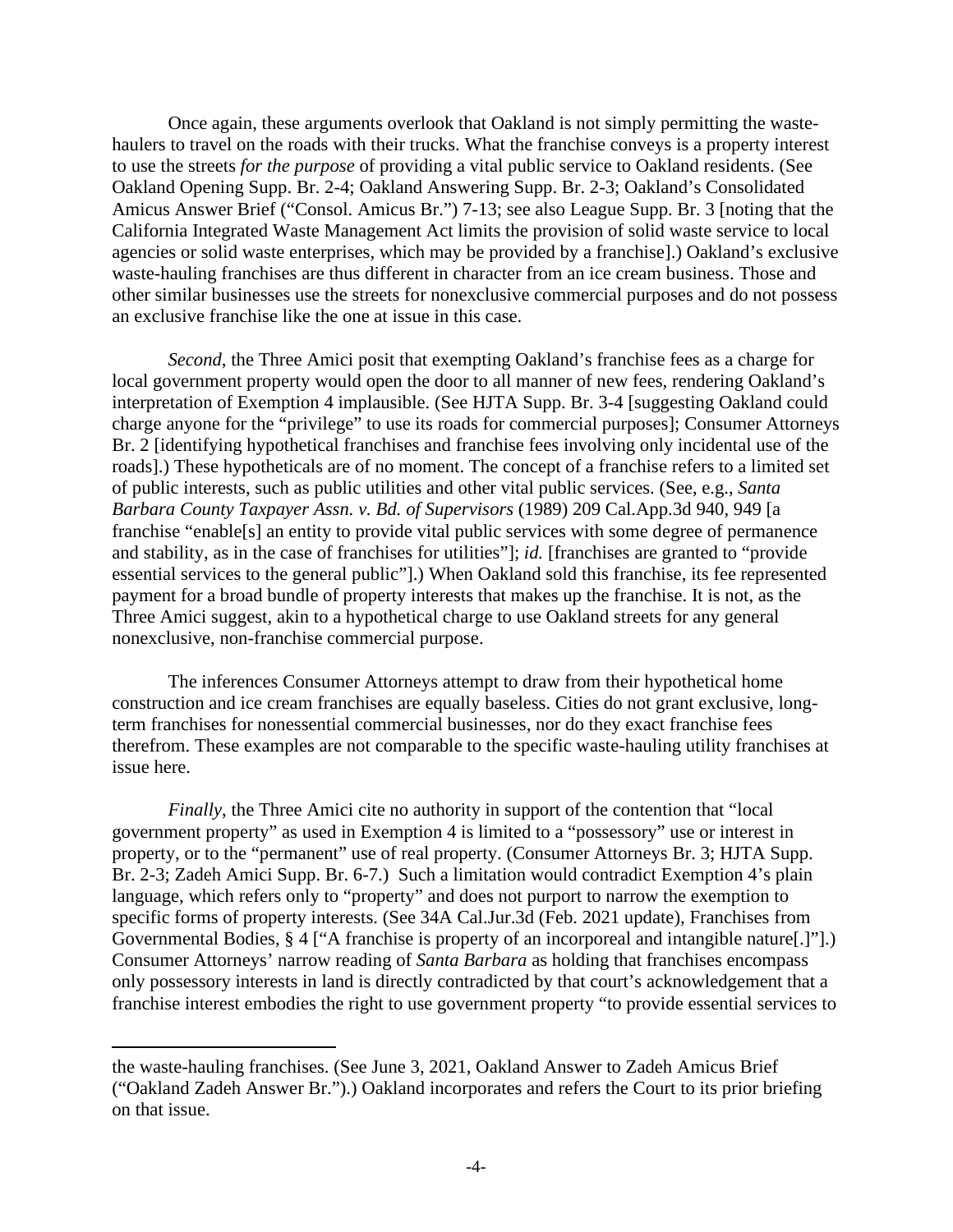Once again, these arguments overlook that Oakland is not simply permitting the waste-haulers to travel on the roads with their trucks. What the franchise conveys is a property interest to use the streets *for the purpose* of providing a vital public service to Oakland residents. (See Oakland Opening Supp. Br. 2-4; Oakland Answering Supp. Br. 2-3; Oakland's Consolidated Amicus Answer Brief ("Consol. Amicus Br.") 7-13; see also League Supp. Br. 3 [noting that the California Integrated Waste Management Act limits the provision of solid waste service to local agencies or solid waste enterprises, which may be provided by a franchise].) Oakland's exclusive waste-hauling franchises are thus different in character from an ice cream business. Those and other similar businesses use the streets for nonexclusive commercial purposes and do not possess an exclusive franchise like the one at issue in this case.

*Second*, the Three Amici posit that exempting Oakland's franchise fees as a charge for local government property would open the door to all manner of new fees, rendering Oakland's interpretation of Exemption 4 implausible. (See HJTA Supp. Br. 3-4 [suggesting Oakland could charge anyone for the "privilege" to use its roads for commercial purposes]; Consumer Attorneys Br. 2 [identifying hypothetical franchises and franchise fees involving only incidental use of the roads].) These hypotheticals are of no moment. The concept of a franchise refers to a limited set of public interests, such as public utilities and other vital public services. (See, e.g., *Santa Barbara County Taxpayer Assn. v. Bd. of Supervisors* (1989) 209 Cal.App.3d 940, 949 [a franchise "enable[s] an entity to provide vital public services with some degree of permanence and stability, as in the case of franchises for utilities"]; *id.* [franchises are granted to "provide essential services to the general public"].) When Oakland sold this franchise, its fee represented payment for a broad bundle of property interests that makes up the franchise. It is not, as the Three Amici suggest, akin to a hypothetical charge to use Oakland streets for any general nonexclusive, non-franchise commercial purpose.

The inferences Consumer Attorneys attempt to draw from their hypothetical home construction and ice cream franchises are equally baseless. Cities do not grant exclusive, long-term franchises for nonessential commercial businesses, nor do they exact franchise fees therefrom. These examples are not comparable to the specific waste-hauling utility franchises at issue here.

*Finally*, the Three Amici cite no authority in support of the contention that "local government property" as used in Exemption 4 is limited to a "possessory" use or interest in property, or to the "permanent" use of real property. (Consumer Attorneys Br. 3; HJTA Supp. Br. 2-3; Zadeh Amici Supp. Br. 6-7.) Such a limitation would contradict Exemption 4's plain language, which refers only to "property" and does not purport to narrow the exemption to specific forms of property interests. (See 34A Cal.Jur.3d (Feb. 2021 update), Franchises from Governmental Bodies, § 4 ["A franchise is property of an incorporeal and intangible nature[.]"].) Consumer Attorneys' narrow reading of *Santa Barbara* as holding that franchises encompass only possessory interests in land is directly contradicted by that court's acknowledgement that a franchise interest embodies the right to use government property "to provide essential services to

---

the waste-hauling franchises. (See June 3, 2021, Oakland Answer to Zadeh Amicus Brief ("Oakland Zadeh Answer Br.").) Oakland incorporates and refers the Court to its prior briefing on that issue.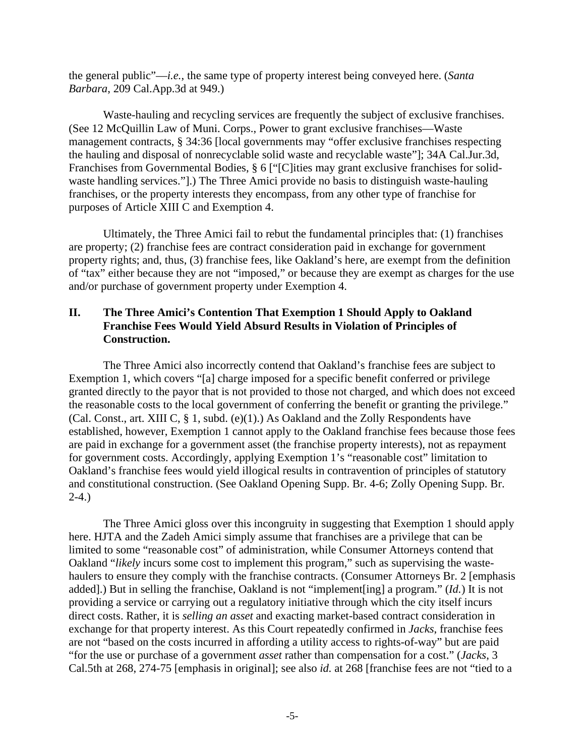the general public"—*i.e.*, the same type of property interest being conveyed here. (*Santa Barbara*, 209 Cal.App.3d at 949.)

Waste-hauling and recycling services are frequently the subject of exclusive franchises. (See 12 McQuillin Law of Muni. Corps., Power to grant exclusive franchises—Waste management contracts, § 34:36 [local governments may "offer exclusive franchises respecting the hauling and disposal of nonrecyclable solid waste and recyclable waste"]; 34A Cal.Jur.3d, Franchises from Governmental Bodies, § 6 ["[C]ities may grant exclusive franchises for solid-waste handling services."].) The Three Amici provide no basis to distinguish waste-hauling franchises, or the property interests they encompass, from any other type of franchise for purposes of Article XIII C and Exemption 4.

Ultimately, the Three Amici fail to rebut the fundamental principles that: (1) franchises are property; (2) franchise fees are contract consideration paid in exchange for government property rights; and, thus, (3) franchise fees, like Oakland's here, are exempt from the definition of "tax" either because they are not "imposed," or because they are exempt as charges for the use and/or purchase of government property under Exemption 4.

## II. The Three Amici's Contention That Exemption 1 Should Apply to Oakland Franchise Fees Would Yield Absurd Results in Violation of Principles of Construction.

The Three Amici also incorrectly contend that Oakland's franchise fees are subject to Exemption 1, which covers "[a] charge imposed for a specific benefit conferred or privilege granted directly to the payor that is not provided to those not charged, and which does not exceed the reasonable costs to the local government of conferring the benefit or granting the privilege." (Cal. Const., art. XIII C, § 1, subd. (e)(1).) As Oakland and the Zolly Respondents have established, however, Exemption 1 cannot apply to the Oakland franchise fees because those fees are paid in exchange for a government asset (the franchise property interests), not as repayment for government costs. Accordingly, applying Exemption 1's "reasonable cost" limitation to Oakland's franchise fees would yield illogical results in contravention of principles of statutory and constitutional construction. (See Oakland Opening Supp. Br. 4-6; Zolly Opening Supp. Br. 2-4.)

The Three Amici gloss over this incongruity in suggesting that Exemption 1 should apply here. HJTA and the Zadeh Amici simply assume that franchises are a privilege that can be limited to some "reasonable cost" of administration, while Consumer Attorneys contend that Oakland "*likely* incurs some cost to implement this program," such as supervising the waste-haulers to ensure they comply with the franchise contracts. (Consumer Attorneys Br. 2 [emphasis added].) But in selling the franchise, Oakland is not "implement[ing] a program." (*Id.*) It is not providing a service or carrying out a regulatory initiative through which the city itself incurs direct costs. Rather, it is *selling an asset* and exacting market-based contract consideration in exchange for that property interest. As this Court repeatedly confirmed in *Jacks*, franchise fees are not "based on the costs incurred in affording a utility access to rights-of-way" but are paid "for the use or purchase of a government *asset* rather than compensation for a cost." (*Jacks*, 3 Cal.5th at 268, 274-75 [emphasis in original]; see also *id.* at 268 [franchise fees are not "tied to a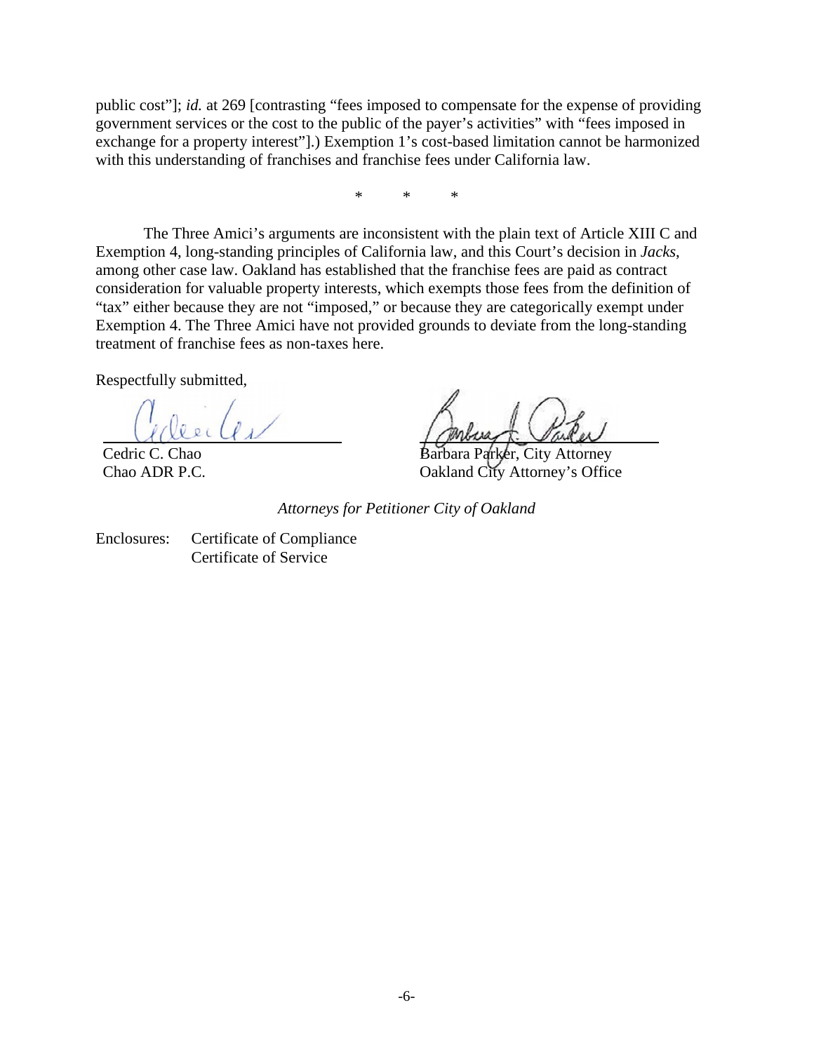public cost"]; *id.* at 269 [contrasting "fees imposed to compensate for the expense of providing government services or the cost to the public of the payer's activities" with "fees imposed in exchange for a property interest"].) Exemption 1's cost-based limitation cannot be harmonized with this understanding of franchises and franchise fees under California law.

\*  \*  \*

The Three Amici's arguments are inconsistent with the plain text of Article XIII C and Exemption 4, long-standing principles of California law, and this Court's decision in *Jacks*, among other case law. Oakland has established that the franchise fees are paid as contract consideration for valuable property interests, which exempts those fees from the definition of "tax" either because they are not "imposed," or because they are categorically exempt under Exemption 4. The Three Amici have not provided grounds to deviate from the long-standing treatment of franchise fees as non-taxes here.

Respectfully submitted,

| | |
|---|---|
| Cedric C. Chao | Barbara Parker, City Attorney |
| Chao ADR P.C. | Oakland City Attorney's Office |

*Attorneys for Petitioner City of Oakland*

Enclosures: Certificate of Compliance
Certificate of Service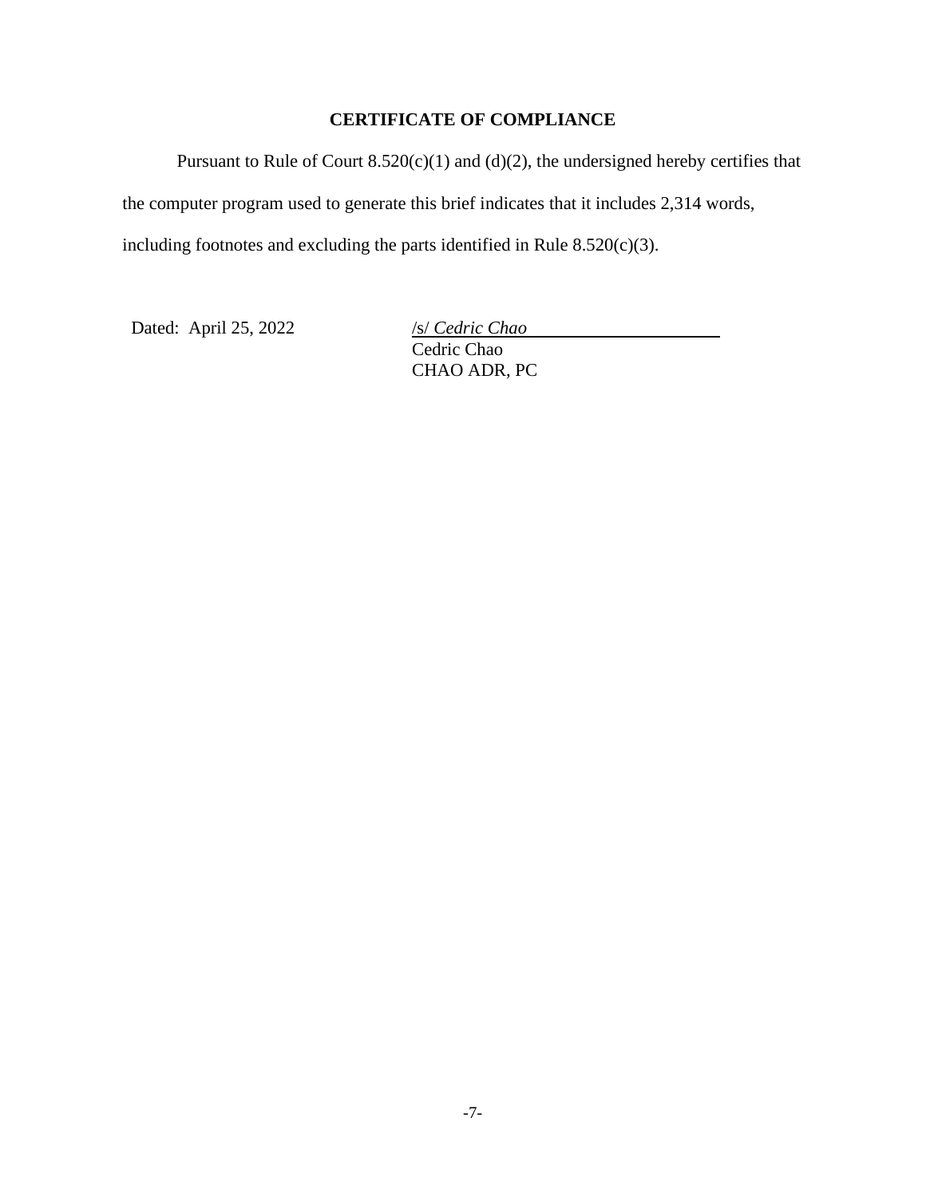## CERTIFICATE OF COMPLIANCE

Pursuant to Rule of Court 8.520(c)(1) and (d)(2), the undersigned hereby certifies that the computer program used to generate this brief indicates that it includes 2,314 words, including footnotes and excluding the parts identified in Rule 8.520(c)(3).

Dated: April 25, 2022

/s/ *Cedric Chao*
Cedric Chao
CHAO ADR, PC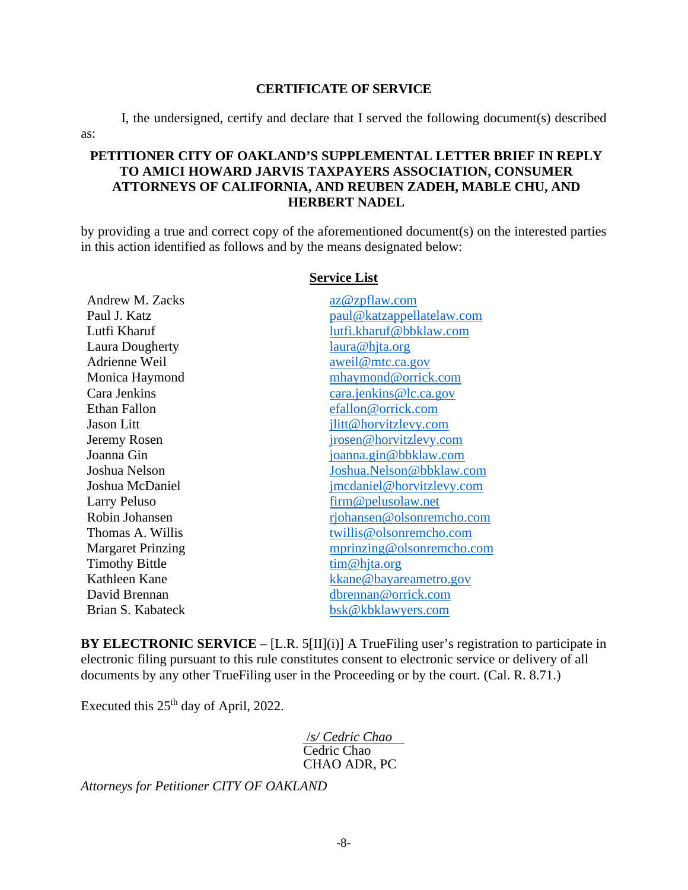## CERTIFICATE OF SERVICE

I, the undersigned, certify and declare that I served the following document(s) described as:

**PETITIONER CITY OF OAKLAND'S SUPPLEMENTAL LETTER BRIEF IN REPLY TO AMICI HOWARD JARVIS TAXPAYERS ASSOCIATION, CONSUMER ATTORNEYS OF CALIFORNIA, AND REUBEN ZADEH, MABLE CHU, AND HERBERT NADEL**

by providing a true and correct copy of the aforementioned document(s) on the interested parties in this action identified as follows and by the means designated below:

**<u>Service List</u>**

| | |
|---|---|
| Andrew M. Zacks | az@zpflaw.com |
| Paul J. Katz | paul@katzappellatelaw.com |
| Lutfi Kharuf | lutfi.kharuf@bbklaw.com |
| Laura Dougherty | laura@hjta.org |
| Adrienne Weil | aweil@mtc.ca.gov |
| Monica Haymond | mhaymond@orrick.com |
| Cara Jenkins | cara.jenkins@lc.ca.gov |
| Ethan Fallon | efallon@orrick.com |
| Jason Litt | jlitt@horvitzlevy.com |
| Jeremy Rosen | jrosen@horvitzlevy.com |
| Joanna Gin | joanna.gin@bbklaw.com |
| Joshua Nelson | Joshua.Nelson@bbklaw.com |
| Joshua McDaniel | jmcdaniel@horvitzlevy.com |
| Larry Peluso | firm@pelusolaw.net |
| Robin Johansen | rjohansen@olsonremcho.com |
| Thomas A. Willis | twillis@olsonremcho.com |
| Margaret Prinzing | mprinzing@olsonremcho.com |
| Timothy Bittle | tim@hjta.org |
| Kathleen Kane | kkane@bayareametro.gov |
| David Brennan | dbrennan@orrick.com |
| Brian S. Kabateck | bsk@kbklawyers.com |

**BY ELECTRONIC SERVICE** – [L.R. 5[II](i)] A TrueFiling user's registration to participate in electronic filing pursuant to this rule constitutes consent to electronic service or delivery of all documents by any other TrueFiling user in the Proceeding or by the court. (Cal. R. 8.71.)

Executed this 25th day of April, 2022.

*/s/ Cedric Chao*
Cedric Chao
CHAO ADR, PC

*Attorneys for Petitioner CITY OF OAKLAND*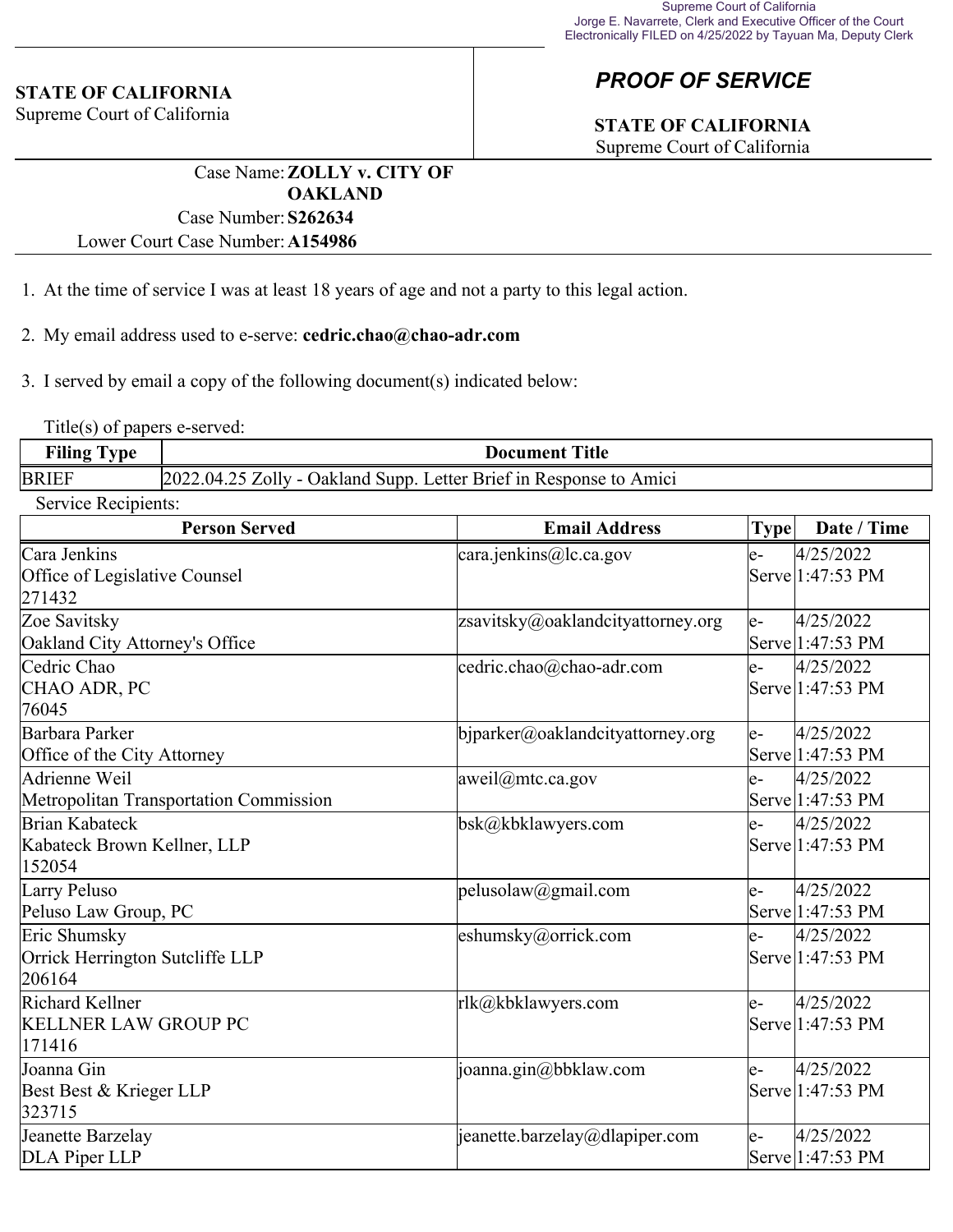Supreme Court of California
Jorge E. Navarrete, Clerk and Executive Officer of the Court
Electronically FILED on 4/25/2022 by Tayuan Ma, Deputy Clerk

**STATE OF CALIFORNIA**
Supreme Court of California

## *PROOF OF SERVICE*

**STATE OF CALIFORNIA**
Supreme Court of California

Case Name: **ZOLLY v. CITY OF OAKLAND**
Case Number: **S262634**
Lower Court Case Number: **A154986**

1. At the time of service I was at least 18 years of age and not a party to this legal action.

2. My email address used to e-serve: **cedric.chao@chao-adr.com**

3. I served by email a copy of the following document(s) indicated below:

Title(s) of papers e-served:

| Filing Type | Document Title |
|---|---|
| BRIEF | 2022.04.25 Zolly - Oakland Supp. Letter Brief in Response to Amici |

Service Recipients:

| Person Served | Email Address | Type | Date / Time |
|---|---|---|---|
| Cara Jenkins<br>Office of Legislative Counsel<br>271432 | cara.jenkins@lc.ca.gov | e-Serve | 4/25/2022 1:47:53 PM |
| Zoe Savitsky<br>Oakland City Attorney's Office | zsavitsky@oaklandcityattorney.org | e-Serve | 4/25/2022 1:47:53 PM |
| Cedric Chao<br>CHAO ADR, PC<br>76045 | cedric.chao@chao-adr.com | e-Serve | 4/25/2022 1:47:53 PM |
| Barbara Parker<br>Office of the City Attorney | bjparker@oaklandcityattorney.org | e-Serve | 4/25/2022 1:47:53 PM |
| Adrienne Weil<br>Metropolitan Transportation Commission | aweil@mtc.ca.gov | e-Serve | 4/25/2022 1:47:53 PM |
| Brian Kabateck<br>Kabateck Brown Kellner, LLP<br>152054 | bsk@kbklawyers.com | e-Serve | 4/25/2022 1:47:53 PM |
| Larry Peluso<br>Peluso Law Group, PC | pelusolaw@gmail.com | e-Serve | 4/25/2022 1:47:53 PM |
| Eric Shumsky<br>Orrick Herrington Sutcliffe LLP<br>206164 | eshumsky@orrick.com | e-Serve | 4/25/2022 1:47:53 PM |
| Richard Kellner<br>KELLNER LAW GROUP PC<br>171416 | rlk@kbklawyers.com | e-Serve | 4/25/2022 1:47:53 PM |
| Joanna Gin<br>Best Best & Krieger LLP<br>323715 | joanna.gin@bbklaw.com | e-Serve | 4/25/2022 1:47:53 PM |
| Jeanette Barzelay<br>DLA Piper LLP | jeanette.barzelay@dlapiper.com | e-Serve | 4/25/2022 1:47:53 PM |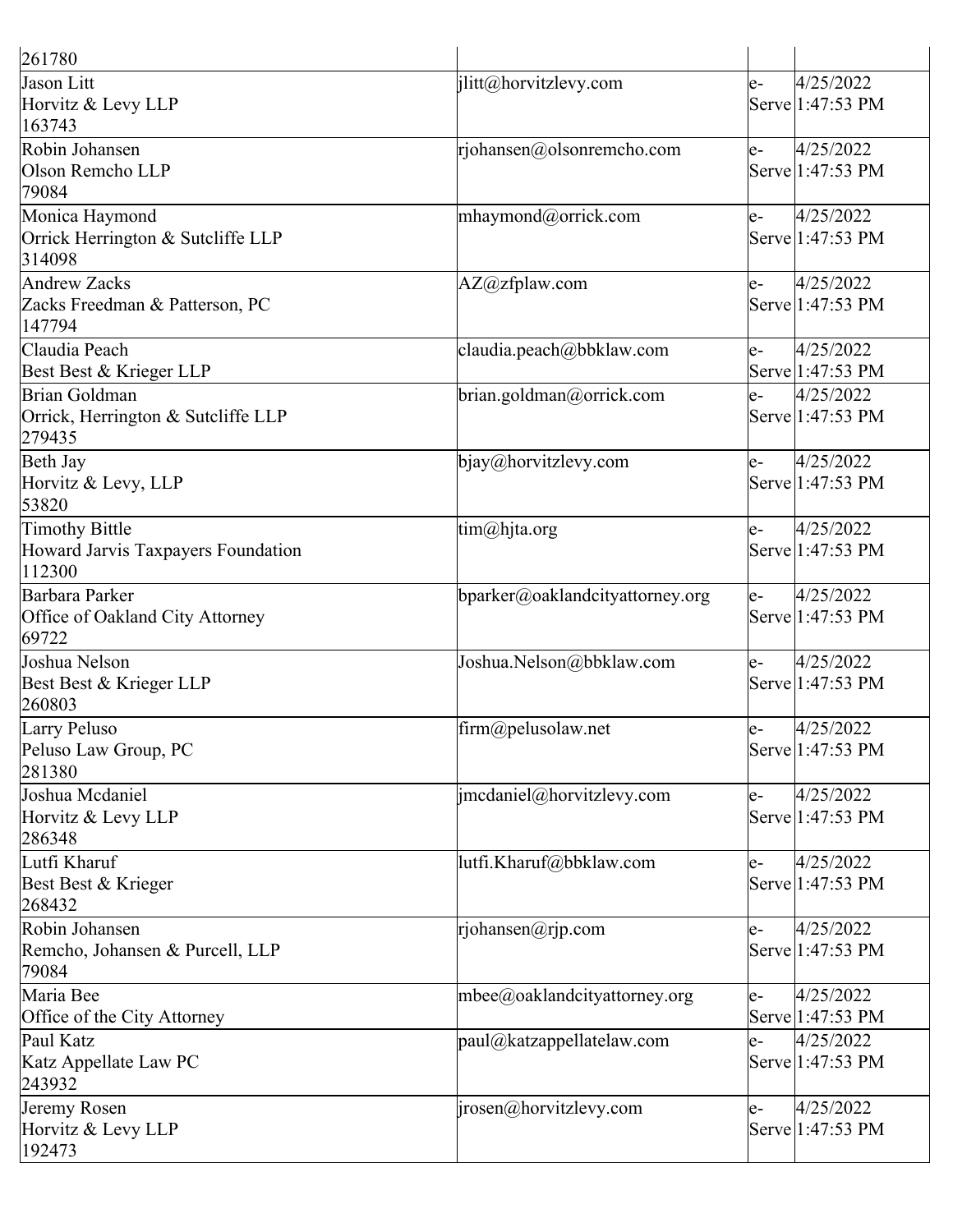| | | | |
|---|---|---|---|
| 261780 | | | |
| Jason Litt<br>Horvitz & Levy LLP<br>163743 | jlitt@horvitzlevy.com | e-Serve | 4/25/2022 1:47:53 PM |
| Robin Johansen<br>Olson Remcho LLP<br>79084 | rjohansen@olsonremcho.com | e-Serve | 4/25/2022 1:47:53 PM |
| Monica Haymond<br>Orrick Herrington & Sutcliffe LLP<br>314098 | mhaymond@orrick.com | e-Serve | 4/25/2022 1:47:53 PM |
| Andrew Zacks<br>Zacks Freedman & Patterson, PC<br>147794 | AZ@zfplaw.com | e-Serve | 4/25/2022 1:47:53 PM |
| Claudia Peach<br>Best Best & Krieger LLP | claudia.peach@bbklaw.com | e-Serve | 4/25/2022 1:47:53 PM |
| Brian Goldman<br>Orrick, Herrington & Sutcliffe LLP<br>279435 | brian.goldman@orrick.com | e-Serve | 4/25/2022 1:47:53 PM |
| Beth Jay<br>Horvitz & Levy, LLP<br>53820 | bjay@horvitzlevy.com | e-Serve | 4/25/2022 1:47:53 PM |
| Timothy Bittle<br>Howard Jarvis Taxpayers Foundation<br>112300 | tim@hjta.org | e-Serve | 4/25/2022 1:47:53 PM |
| Barbara Parker<br>Office of Oakland City Attorney<br>69722 | bparker@oaklandcityattorney.org | e-Serve | 4/25/2022 1:47:53 PM |
| Joshua Nelson<br>Best Best & Krieger LLP<br>260803 | Joshua.Nelson@bbklaw.com | e-Serve | 4/25/2022 1:47:53 PM |
| Larry Peluso<br>Peluso Law Group, PC<br>281380 | firm@pelusolaw.net | e-Serve | 4/25/2022 1:47:53 PM |
| Joshua Mcdaniel<br>Horvitz & Levy LLP<br>286348 | jmcdaniel@horvitzlevy.com | e-Serve | 4/25/2022 1:47:53 PM |
| Lutfi Kharuf<br>Best Best & Krieger<br>268432 | lutfi.Kharuf@bbklaw.com | e-Serve | 4/25/2022 1:47:53 PM |
| Robin Johansen<br>Remcho, Johansen & Purcell, LLP<br>79084 | rjohansen@rjp.com | e-Serve | 4/25/2022 1:47:53 PM |
| Maria Bee<br>Office of the City Attorney | mbee@oaklandcityattorney.org | e-Serve | 4/25/2022 1:47:53 PM |
| Paul Katz<br>Katz Appellate Law PC<br>243932 | paul@katzappellatelaw.com | e-Serve | 4/25/2022 1:47:53 PM |
| Jeremy Rosen<br>Horvitz & Levy LLP<br>192473 | jrosen@horvitzlevy.com | e-Serve | 4/25/2022 1:47:53 PM |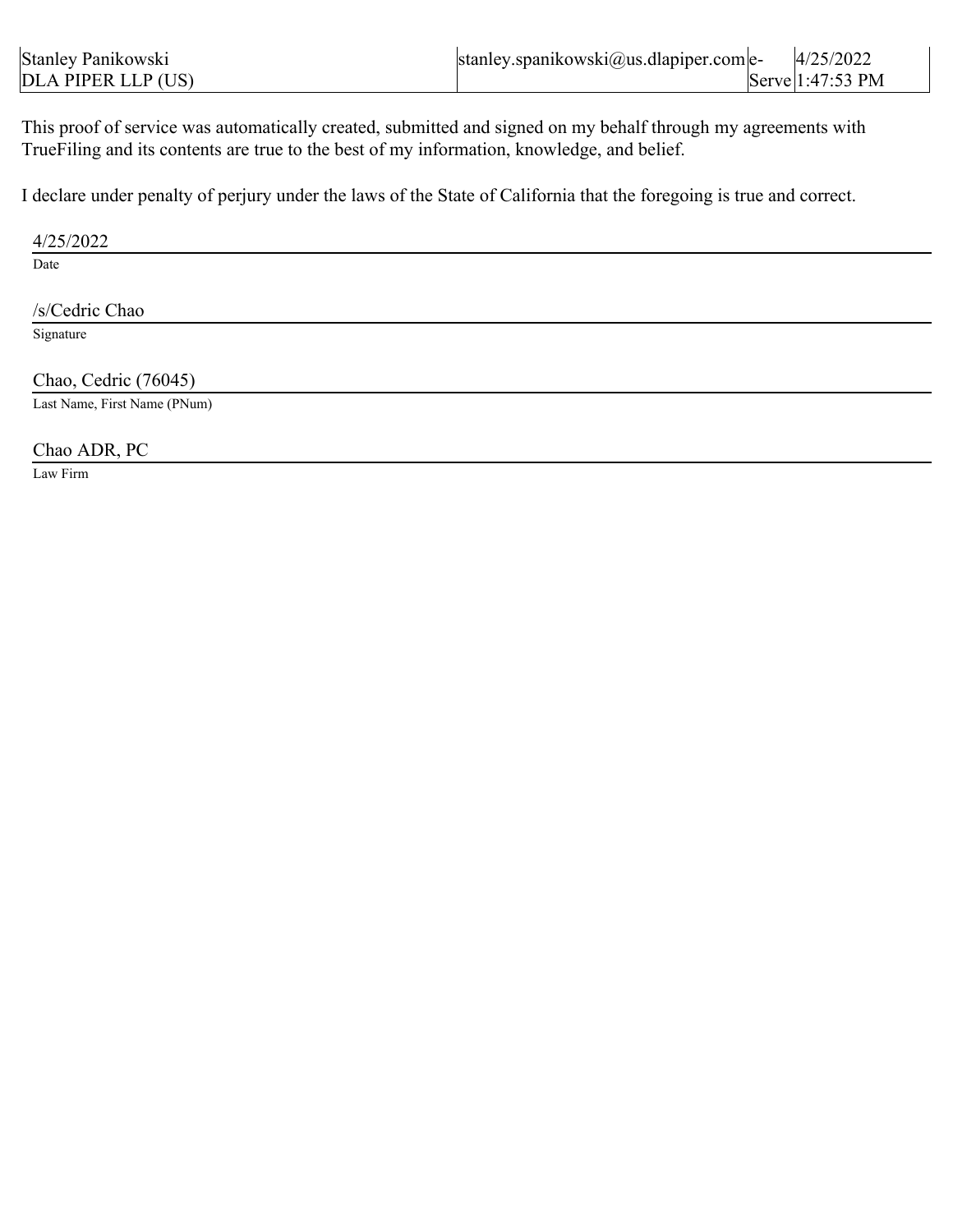| | | | |
|---|---|---|---|
| Stanley Panikowski<br>DLA PIPER LLP (US) | stanley.spanikowski@us.dlapiper.com | e-Serve | 4/25/2022<br>1:47:53 PM |

This proof of service was automatically created, submitted and signed on my behalf through my agreements with TrueFiling and its contents are true to the best of my information, knowledge, and belief.

I declare under penalty of perjury under the laws of the State of California that the foregoing is true and correct.

4/25/2022
Date

/s/Cedric Chao
Signature

Chao, Cedric (76045)
Last Name, First Name (PNum)

Chao ADR, PC
Law Firm